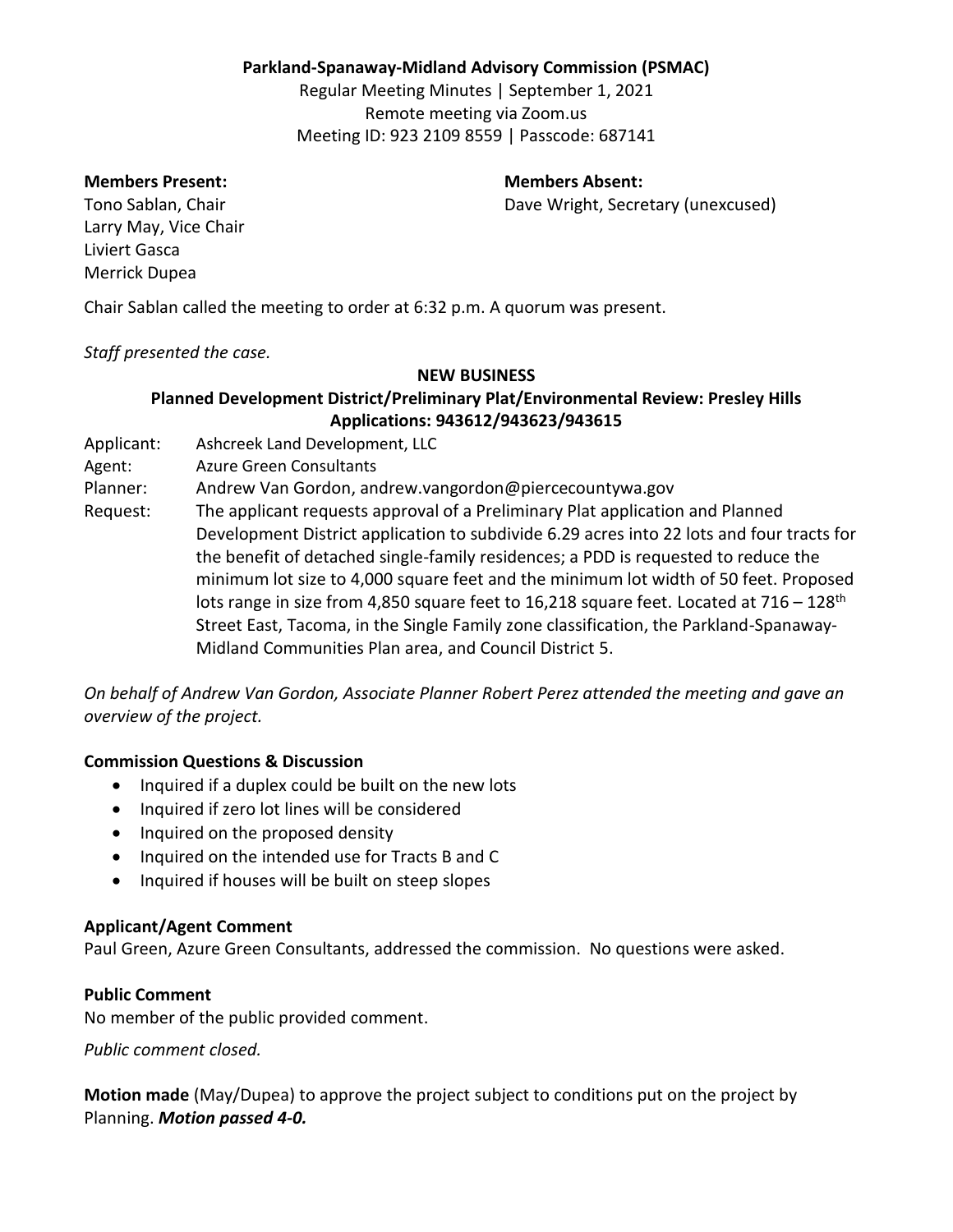**Parkland-Spanaway-Midland Advisory Commission (PSMAC)**

Regular Meeting Minutes | September 1, 2021
Remote meeting via Zoom.us
Meeting ID: 923 2109 8559 | Passcode: 687141

**Members Present:**
Tono Sablan, Chair
Larry May, Vice Chair
Liviert Gasca
Merrick Dupea

**Members Absent:**
Dave Wright, Secretary (unexcused)

Chair Sablan called the meeting to order at 6:32 p.m. A quorum was present.

*Staff presented the case.*

**NEW BUSINESS**

**Planned Development District/Preliminary Plat/Environmental Review: Presley Hills**
**Applications: 943612/943623/943615**

Applicant: Ashcreek Land Development, LLC
Agent: Azure Green Consultants
Planner: Andrew Van Gordon, andrew.vangordon@piercecountywa.gov
Request: The applicant requests approval of a Preliminary Plat application and Planned Development District application to subdivide 6.29 acres into 22 lots and four tracts for the benefit of detached single-family residences; a PDD is requested to reduce the minimum lot size to 4,000 square feet and the minimum lot width of 50 feet. Proposed lots range in size from 4,850 square feet to 16,218 square feet. Located at 716 – 128th Street East, Tacoma, in the Single Family zone classification, the Parkland-Spanaway-Midland Communities Plan area, and Council District 5.

*On behalf of Andrew Van Gordon, Associate Planner Robert Perez attended the meeting and gave an overview of the project.*

**Commission Questions & Discussion**

- Inquired if a duplex could be built on the new lots
- Inquired if zero lot lines will be considered
- Inquired on the proposed density
- Inquired on the intended use for Tracts B and C
- Inquired if houses will be built on steep slopes

**Applicant/Agent Comment**

Paul Green, Azure Green Consultants, addressed the commission. No questions were asked.

**Public Comment**

No member of the public provided comment.

*Public comment closed.*

**Motion made** (May/Dupea) to approve the project subject to conditions put on the project by Planning. ***Motion passed 4-0.***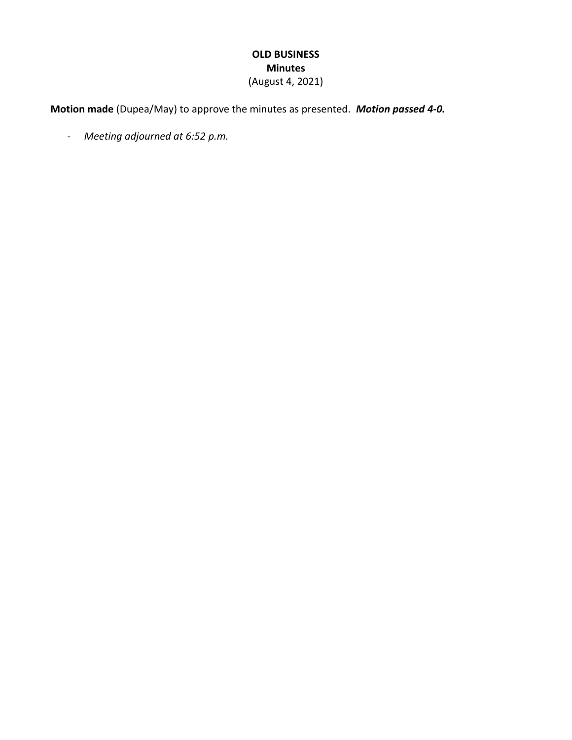**OLD BUSINESS**
**Minutes**
(August 4, 2021)

**Motion made** (Dupea/May) to approve the minutes as presented. ***Motion passed 4-0.***

- *Meeting adjourned at 6:52 p.m.*